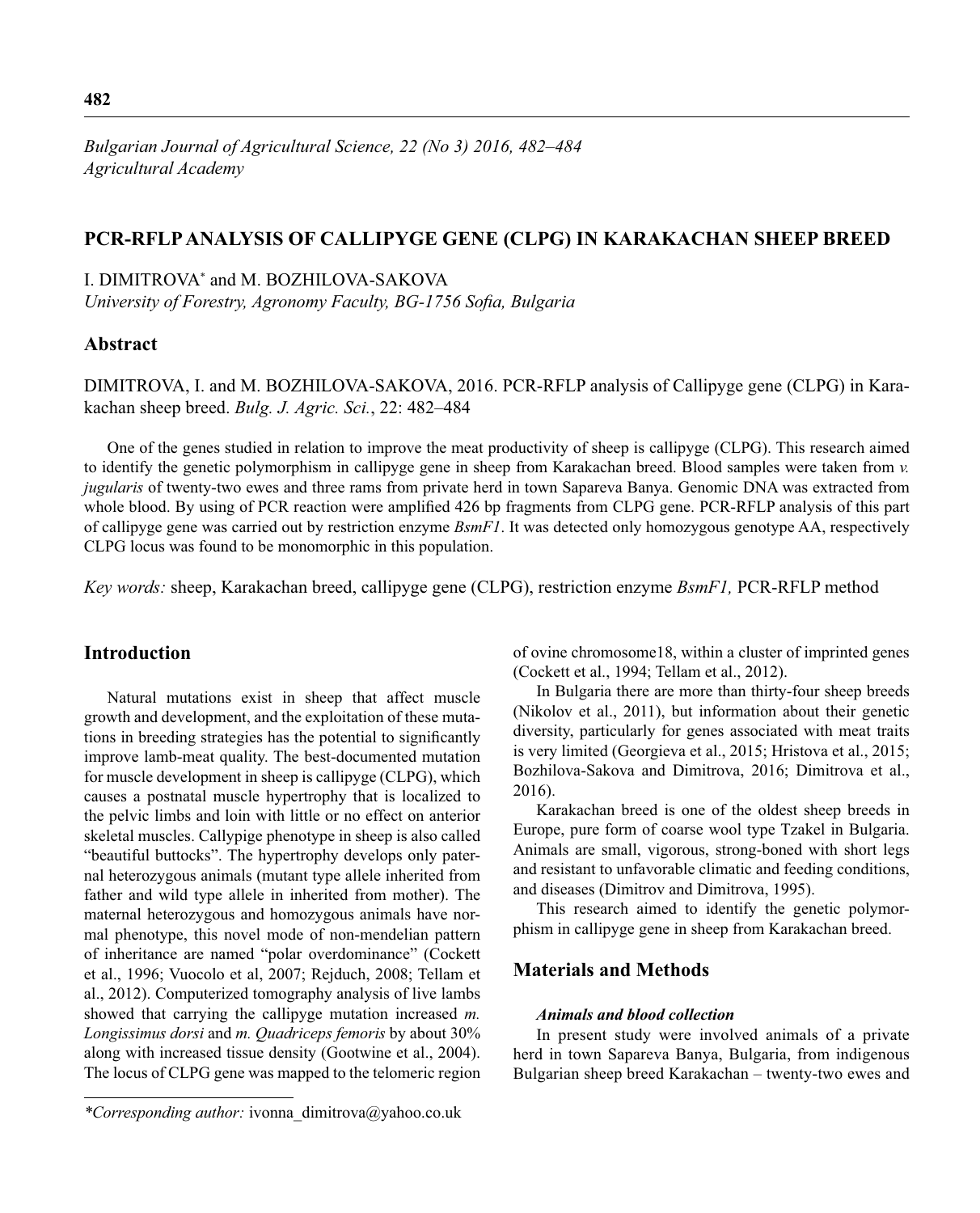# PCR-RFLP ANALYSIS OF CALLIPYGE GENE (CLPG) IN KARAKACHAN SHEEP BREED

I. DIMITROVA* and M. BOZHILOVA-SAKOVA

*University of Forestry, Agronomy Faculty, BG-1756 Sofia, Bulgaria*

## Abstract

DIMITROVA, I. and M. BOZHILOVA-SAKOVA, 2016. PCR-RFLP analysis of Callipyge gene (CLPG) in Karakachan sheep breed. *Bulg. J. Agric. Sci.*, 22: 482–484

One of the genes studied in relation to improve the meat productivity of sheep is callipyge (CLPG). This research aimed to identify the genetic polymorphism in callipyge gene in sheep from Karakachan breed. Blood samples were taken from *v. jugularis* of twenty-two ewes and three rams from private herd in town Sapareva Banya. Genomic DNA was extracted from whole blood. By using of PCR reaction were amplified 426 bp fragments from CLPG gene. PCR-RFLP analysis of this part of callipyge gene was carried out by restriction enzyme *BsmF1*. It was detected only homozygous genotype AA, respectively CLPG locus was found to be monomorphic in this population.

*Key words:* sheep, Karakachan breed, callipyge gene (CLPG), restriction enzyme *BsmF1,* PCR-RFLP method

## Introduction

Natural mutations exist in sheep that affect muscle growth and development, and the exploitation of these mutations in breeding strategies has the potential to significantly improve lamb-meat quality. The best-documented mutation for muscle development in sheep is callipyge (CLPG), which causes a postnatal muscle hypertrophy that is localized to the pelvic limbs and loin with little or no effect on anterior skeletal muscles. Callypige phenotype in sheep is also called "beautiful buttocks". The hypertrophy develops only paternal heterozygous animals (mutant type allele inherited from father and wild type allele in inherited from mother). The maternal heterozygous and homozygous animals have normal phenotype, this novel mode of non-mendelian pattern of inheritance are named "polar overdominance" (Cockett et al., 1996; Vuocolo et al, 2007; Rejduch, 2008; Tellam et al., 2012). Computerized tomography analysis of live lambs showed that carrying the callipyge mutation increased *m. Longissimus dorsi* and *m. Quadriceps femoris* by about 30% along with increased tissue density (Gootwine et al., 2004). The locus of CLPG gene was mapped to the telomeric region of ovine chromosome18, within a cluster of imprinted genes (Cockett et al., 1994; Tellam et al., 2012).

In Bulgaria there are more than thirty-four sheep breeds (Nikolov et al., 2011), but information about their genetic diversity, particularly for genes associated with meat traits is very limited (Georgieva et al., 2015; Hristova et al., 2015; Bozhilova-Sakova and Dimitrova, 2016; Dimitrova et al., 2016).

Karakachan breed is one of the oldest sheep breeds in Europe, pure form of coarse wool type Tzakel in Bulgaria. Animals are small, vigorous, strong-boned with short legs and resistant to unfavorable climatic and feeding conditions, and diseases (Dimitrov and Dimitrova, 1995).

This research aimed to identify the genetic polymorphism in callipyge gene in sheep from Karakachan breed.

## Materials and Methods

### *Animals and blood collection*

In present study were involved animals of a private herd in town Sapareva Banya, Bulgaria, from indigenous Bulgarian sheep breed Karakachan – twenty-two ewes and

*Corresponding author:* ivonna_dimitrova@yahoo.co.uk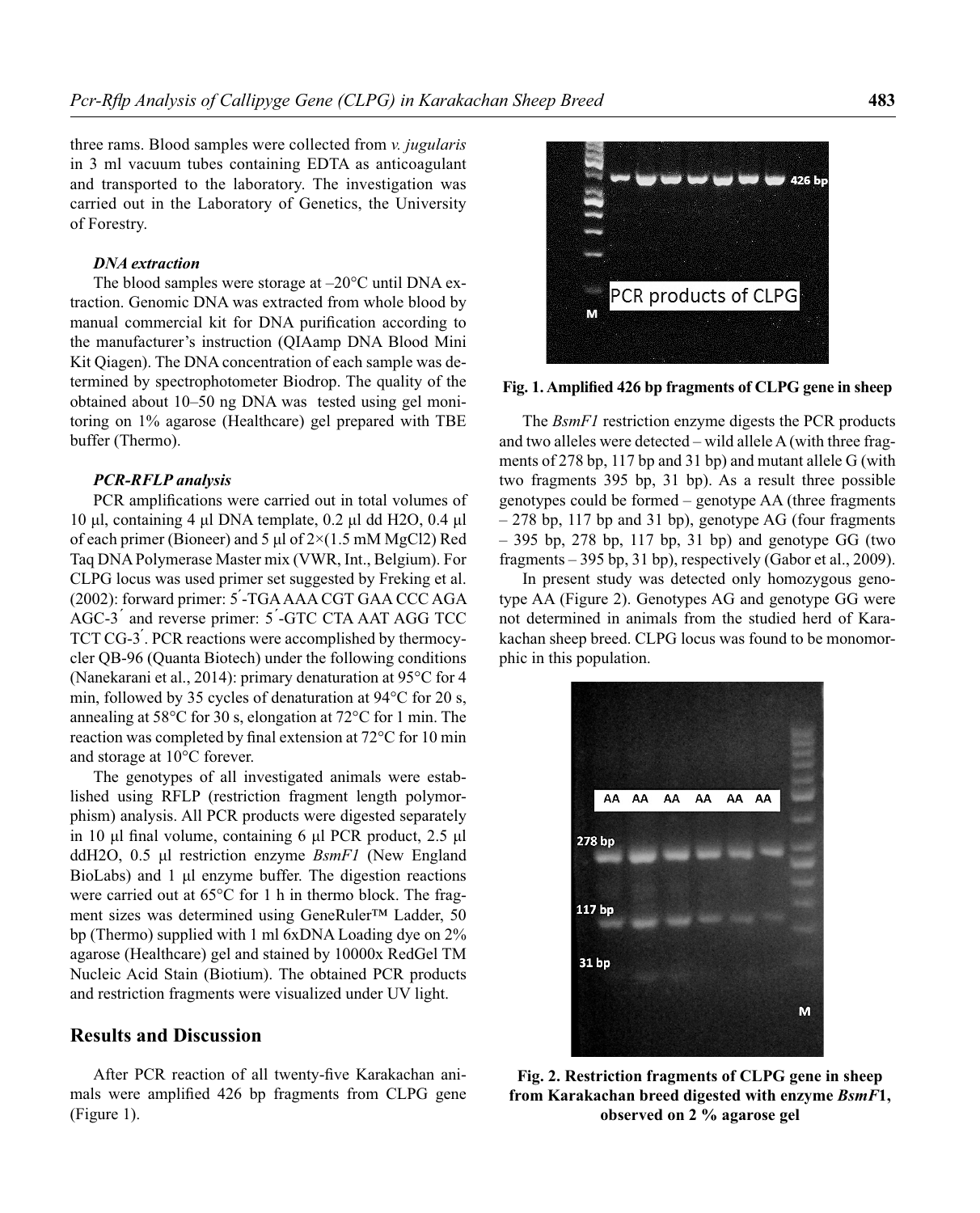three rams. Blood samples were collected from *v. jugularis* in 3 ml vacuum tubes containing EDTA as anticoagulant and transported to the laboratory. The investigation was carried out in the Laboratory of Genetics, the University of Forestry.

### *DNA extraction*

The blood samples were storage at –20°C until DNA extraction. Genomic DNA was extracted from whole blood by manual commercial kit for DNA purification according to the manufacturer's instruction (QIAamp DNA Blood Mini Kit Qiagen). The DNA concentration of each sample was determined by spectrophotometer Biodrop. The quality of the obtained about 10–50 ng DNA was tested using gel monitoring on 1% agarose (Healthcare) gel prepared with TBE buffer (Thermo).

### *PCR-RFLP analysis*

PCR amplifications were carried out in total volumes of 10 µl, containing 4 µl DNA template, 0.2 µl dd H2O, 0.4 µl of each primer (Bioneer) and 5 µl of 2×(1.5 mM MgCl2) Red Taq DNA Polymerase Master mix (VWR, Int., Belgium). For CLPG locus was used primer set suggested by Freking et al. (2002): forward primer: 5´-TGA AAA CGT GAA CCC AGA AGC-3´ and reverse primer: 5´-GTC CTA AAT AGG TCC TCT CG-3´. PCR reactions were accomplished by thermocycler QB-96 (Quanta Biotech) under the following conditions (Nanekarani et al., 2014): primary denaturation at 95°C for 4 min, followed by 35 cycles of denaturation at 94°C for 20 s, annealing at 58°C for 30 s, elongation at 72°C for 1 min. The reaction was completed by final extension at 72°C for 10 min and storage at 10°C forever.

The genotypes of all investigated animals were established using RFLP (restriction fragment length polymorphism) analysis. All PCR products were digested separately in 10 µl final volume, containing 6 µl PCR product, 2.5 µl ddH2O, 0.5 µl restriction enzyme *BsmF1* (New England BioLabs) and 1 µl enzyme buffer. The digestion reactions were carried out at 65°C for 1 h in thermo block. The fragment sizes was determined using GeneRuler™ Ladder, 50 bp (Thermo) supplied with 1 ml 6xDNA Loading dye on 2% agarose (Healthcare) gel and stained by 10000x RedGel TM Nucleic Acid Stain (Biotium). The obtained PCR products and restriction fragments were visualized under UV light.

## Results and Discussion

After PCR reaction of all twenty-five Karakachan animals were amplified 426 bp fragments from CLPG gene (Figure 1).

**Fig. 1. Amplified 426 bp fragments of CLPG gene in sheep**

The *BsmF1* restriction enzyme digests the PCR products and two alleles were detected – wild allele A (with three fragments of 278 bp, 117 bp and 31 bp) and mutant allele G (with two fragments 395 bp, 31 bp). As a result three possible genotypes could be formed – genotype AA (three fragments – 278 bp, 117 bp and 31 bp), genotype AG (four fragments – 395 bp, 278 bp, 117 bp, 31 bp) and genotype GG (two fragments – 395 bp, 31 bp), respectively (Gabor et al., 2009).

In present study was detected only homozygous genotype AA (Figure 2). Genotypes AG and genotype GG were not determined in animals from the studied herd of Karakachan sheep breed. CLPG locus was found to be monomorphic in this population.

**Fig. 2. Restriction fragments of CLPG gene in sheep from Karakachan breed digested with enzyme *BsmF*1, observed on 2 % agarose gel**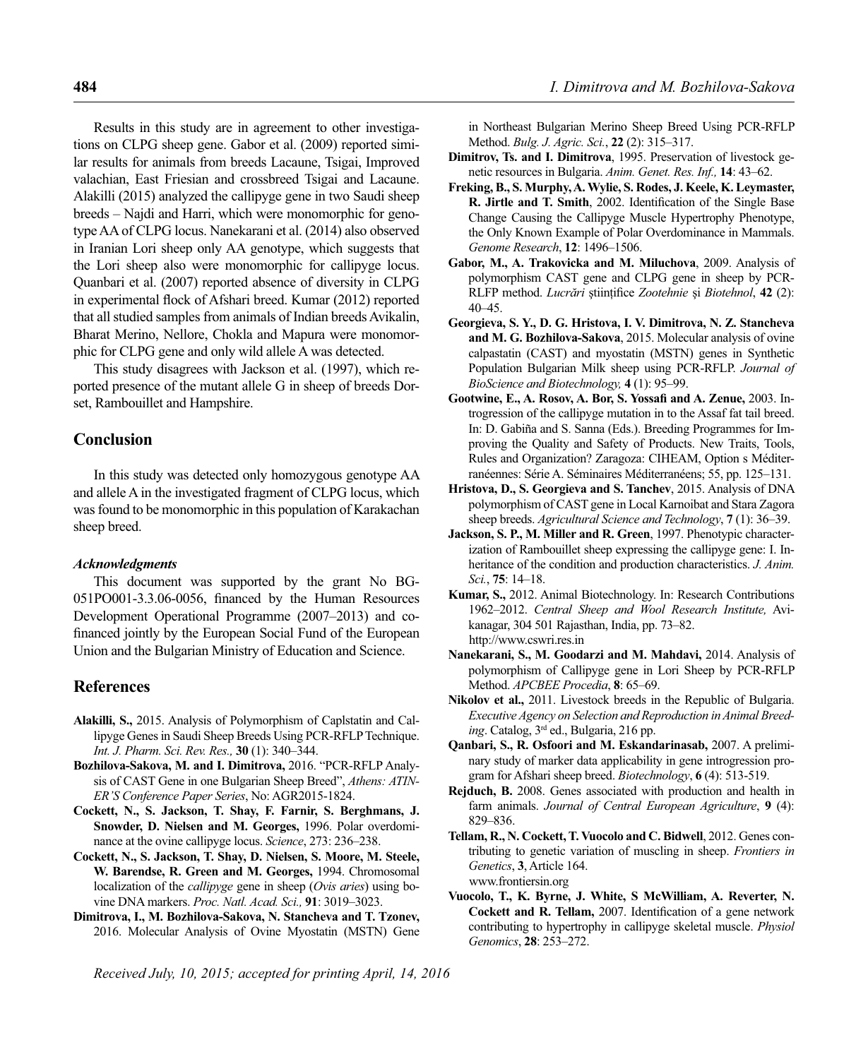Results in this study are in agreement to other investigations on CLPG sheep gene. Gabor et al. (2009) reported similar results for animals from breeds Lacaune, Tsigai, Improved valachian, East Friesian and crossbreed Tsigai and Lacaune. Alakilli (2015) analyzed the callipyge gene in two Saudi sheep breeds – Najdi and Harri, which were monomorphic for genotype AA of CLPG locus. Nanekarani et al. (2014) also observed in Iranian Lori sheep only AA genotype, which suggests that the Lori sheep also were monomorphic for callipyge locus. Quanbari et al. (2007) reported absence of diversity in CLPG in experimental flock of Afshari breed. Kumar (2012) reported that all studied samples from animals of Indian breeds Avikalin, Bharat Merino, Nellore, Chokla and Mapura were monomorphic for CLPG gene and only wild allele A was detected.

This study disagrees with Jackson et al. (1997), which reported presence of the mutant allele G in sheep of breeds Dorset, Rambouillet and Hampshire.

## Conclusion

In this study was detected only homozygous genotype AA and allele A in the investigated fragment of CLPG locus, which was found to be monomorphic in this population of Karakachan sheep breed.

### *Acknowledgments*

This document was supported by the grant No BG-051PO001-3.3.06-0056, financed by the Human Resources Development Operational Programme (2007–2013) and co-financed jointly by the European Social Fund of the European Union and the Bulgarian Ministry of Education and Science.

## References

**Alakilli, S.,** 2015. Analysis of Polymorphism of Caplstatin and Callipyge Genes in Saudi Sheep Breeds Using PCR-RFLP Technique. *Int. J. Pharm. Sci. Rev. Res.,* **30** (1): 340–344.

**Bozhilova-Sakova, M. and I. Dimitrova,** 2016. "PCR-RFLP Analysis of CAST Gene in one Bulgarian Sheep Breed", *Athens: ATINER'S Conference Paper Series*, No: AGR2015-1824.

**Cockett, N., S. Jackson, T. Shay, F. Farnir, S. Berghmans, J. Snowder, D. Nielsen and M. Georges,** 1996. Polar overdominance at the ovine callipyge locus. *Science*, 273: 236–238.

**Cockett, N., S. Jackson, T. Shay, D. Nielsen, S. Moore, M. Steele, W. Barendse, R. Green and M. Georges,** 1994. Chromosomal localization of the *callipyge* gene in sheep (*Ovis aries*) using bovine DNA markers. *Proc. Natl. Acad. Sci.,* **91**: 3019–3023.

**Dimitrova, I., M. Bozhilova-Sakova, N. Stancheva and T. Tzonev,** 2016. Molecular Analysis of Ovine Myostatin (MSTN) Gene in Northeast Bulgarian Merino Sheep Breed Using PCR-RFLP Method. *Bulg. J. Agric. Sci.*, **22** (2): 315–317.

**Dimitrov, Ts. and I. Dimitrova**, 1995. Preservation of livestock genetic resources in Bulgaria. *Anim. Genet. Res. Inf.,* **14**: 43–62.

**Freking, B., S. Murphy, A. Wylie, S. Rodes, J. Keele, K. Leymaster, R. Jirtle and T. Smith**, 2002. Identification of the Single Base Change Causing the Callipyge Muscle Hypertrophy Phenotype, the Only Known Example of Polar Overdominance in Mammals. *Genome Research*, **12**: 1496–1506.

**Gabor, M., A. Trakovicka and M. Miluchova**, 2009. Analysis of polymorphism CAST gene and CLPG gene in sheep by PCR-RLFP method. *Lucrări* științifice *Zootehnie* și *Biotehnol*, **42** (2): 40–45.

**Georgieva, S. Y., D. G. Hristova, I. V. Dimitrova, N. Z. Stancheva and M. G. Bozhilova-Sakova**, 2015. Molecular analysis of ovine calpastatin (CAST) and myostatin (MSTN) genes in Synthetic Population Bulgarian Milk sheep using PCR-RFLP. *Journal of BioScience and Biotechnology,* **4** (1): 95–99.

**Gootwine, E., A. Rosov, A. Bor, S. Yossafi and A. Zenue,** 2003. Introgression of the callipyge mutation in to the Assaf fat tail breed. In: D. Gabiña and S. Sanna (Eds.). Breeding Programmes for Improving the Quality and Safety of Products. New Traits, Tools, Rules and Organization? Zaragoza: CIHEAM, Option s Méditerranéennes: Série A. Séminaires Méditerranéens; 55, pp. 125–131.

**Hristova, D., S. Georgieva and S. Tanchev**, 2015. Analysis of DNA polymorphism of CAST gene in Local Karnoibat and Stara Zagora sheep breeds. *Agricultural Science and Technology*, **7** (1): 36–39.

**Jackson, S. P., M. Miller and R. Green**, 1997. Phenotypic characterization of Rambouillet sheep expressing the callipyge gene: I. Inheritance of the condition and production characteristics. *J. Anim. Sci.*, **75**: 14–18.

**Kumar, S.,** 2012. Animal Biotechnology. In: Research Contributions 1962–2012. *Central Sheep and Wool Research Institute,* Avikanagar, 304 501 Rajasthan, India, pp. 73–82. http://www.cswri.res.in

**Nanekarani, S., M. Goodarzi and M. Mahdavi,** 2014. Analysis of polymorphism of Callipyge gene in Lori Sheep by PCR-RFLP Method. *APCBEE Procedia*, **8**: 65–69.

**Nikolov et al.,** 2011. Livestock breeds in the Republic of Bulgaria. *Executive Agency on Selection and Reproduction in Animal Breeding*. Catalog, 3rd ed., Bulgaria, 216 pp.

**Qanbari, S., R. Osfoori and M. Eskandarinasab,** 2007. A preliminary study of marker data applicability in gene introgression program for Afshari sheep breed. *Biotechnology*, **6** (4): 513-519.

**Rejduch, B.** 2008. Genes associated with production and health in farm animals. *Journal of Central European Agriculture*, **9** (4): 829–836.

**Tellam, R., N. Cockett, T. Vuocolo and C. Bidwell**, 2012. Genes contributing to genetic variation of muscling in sheep. *Frontiers in Genetics*, **3**, Article 164. www.frontiersin.org

**Vuocolo, T., K. Byrne, J. White, S McWilliam, A. Reverter, N. Cockett and R. Tellam,** 2007. Identification of a gene network contributing to hypertrophy in callipyge skeletal muscle. *Physiol Genomics*, **28**: 253–272.

*Received July, 10, 2015; accepted for printing April, 14, 2016*